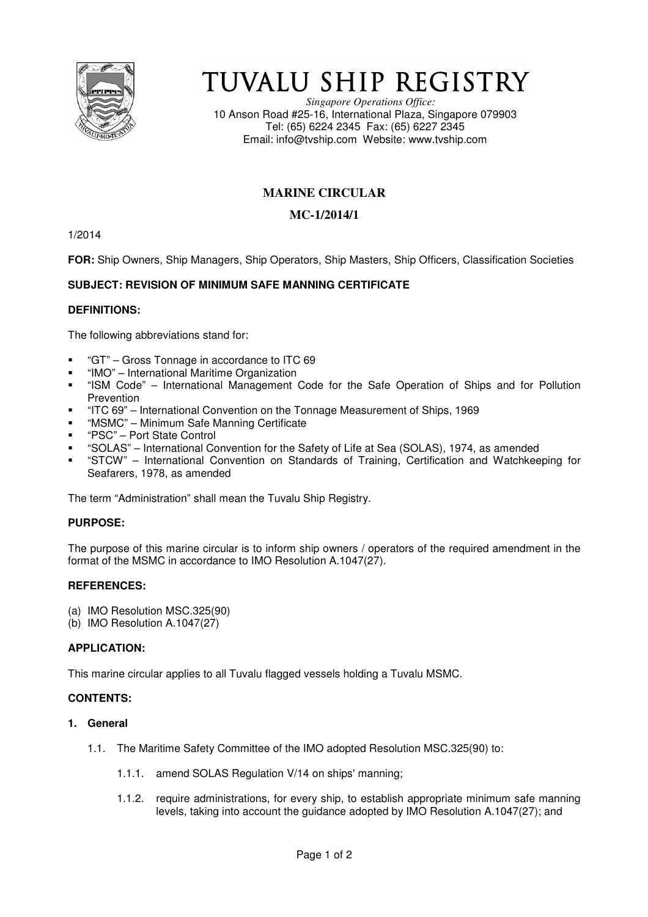# TUVALU SHIP REGISTRY

*Singapore Operations Office:*
10 Anson Road #25-16, International Plaza, Singapore 079903
Tel: (65) 6224 2345 Fax: (65) 6227 2345
Email: info@tvship.com Website: www.tvship.com

## MARINE CIRCULAR

## MC-1/2014/1

1/2014

**FOR:** Ship Owners, Ship Managers, Ship Operators, Ship Masters, Ship Officers, Classification Societies

**SUBJECT: REVISION OF MINIMUM SAFE MANNING CERTIFICATE**

**DEFINITIONS:**

The following abbreviations stand for:

- "GT" – Gross Tonnage in accordance to ITC 69
- "IMO" – International Maritime Organization
- "ISM Code" – International Management Code for the Safe Operation of Ships and for Pollution Prevention
- "ITC 69" – International Convention on the Tonnage Measurement of Ships, 1969
- "MSMC" – Minimum Safe Manning Certificate
- "PSC" – Port State Control
- "SOLAS" – International Convention for the Safety of Life at Sea (SOLAS), 1974, as amended
- "STCW" – International Convention on Standards of Training, Certification and Watchkeeping for Seafarers, 1978, as amended

The term "Administration" shall mean the Tuvalu Ship Registry.

**PURPOSE:**

The purpose of this marine circular is to inform ship owners / operators of the required amendment in the format of the MSMC in accordance to IMO Resolution A.1047(27).

**REFERENCES:**

(a) IMO Resolution MSC.325(90)
(b) IMO Resolution A.1047(27)

**APPLICATION:**

This marine circular applies to all Tuvalu flagged vessels holding a Tuvalu MSMC.

**CONTENTS:**

**1. General**

1.1. The Maritime Safety Committee of the IMO adopted Resolution MSC.325(90) to:

1.1.1. amend SOLAS Regulation V/14 on ships' manning;

1.1.2. require administrations, for every ship, to establish appropriate minimum safe manning levels, taking into account the guidance adopted by IMO Resolution A.1047(27); and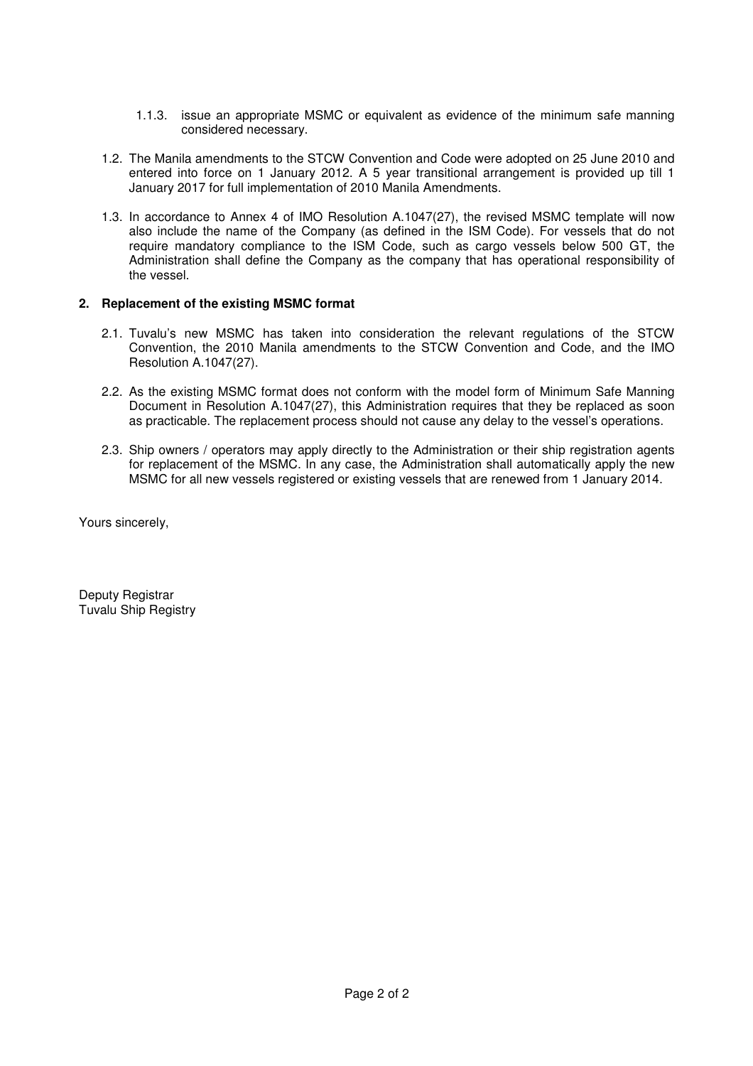1.1.3. issue an appropriate MSMC or equivalent as evidence of the minimum safe manning considered necessary.

1.2. The Manila amendments to the STCW Convention and Code were adopted on 25 June 2010 and entered into force on 1 January 2012. A 5 year transitional arrangement is provided up till 1 January 2017 for full implementation of 2010 Manila Amendments.

1.3. In accordance to Annex 4 of IMO Resolution A.1047(27), the revised MSMC template will now also include the name of the Company (as defined in the ISM Code). For vessels that do not require mandatory compliance to the ISM Code, such as cargo vessels below 500 GT, the Administration shall define the Company as the company that has operational responsibility of the vessel.

**2. Replacement of the existing MSMC format**

2.1. Tuvalu's new MSMC has taken into consideration the relevant regulations of the STCW Convention, the 2010 Manila amendments to the STCW Convention and Code, and the IMO Resolution A.1047(27).

2.2. As the existing MSMC format does not conform with the model form of Minimum Safe Manning Document in Resolution A.1047(27), this Administration requires that they be replaced as soon as practicable. The replacement process should not cause any delay to the vessel's operations.

2.3. Ship owners / operators may apply directly to the Administration or their ship registration agents for replacement of the MSMC. In any case, the Administration shall automatically apply the new MSMC for all new vessels registered or existing vessels that are renewed from 1 January 2014.

Yours sincerely,

Deputy Registrar
Tuvalu Ship Registry